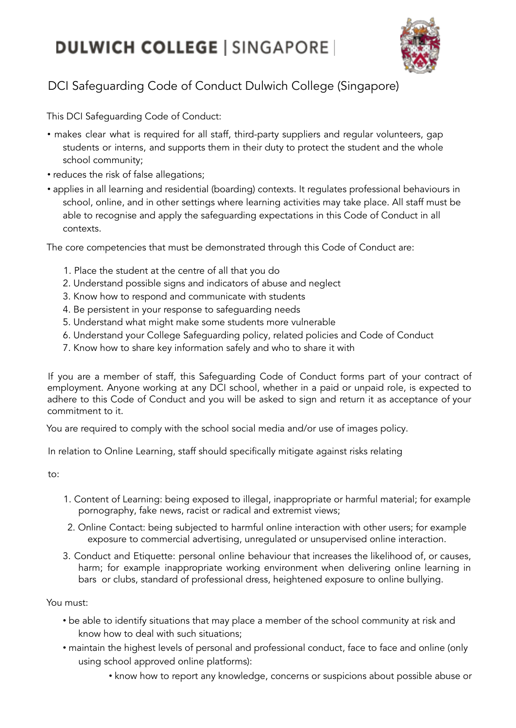# DULWICH COLLEGE | SINGAPORE

## DCI Safeguarding Code of Conduct Dulwich College (Singapore)

This DCI Safeguarding Code of Conduct:

- makes clear what is required for all staff, third-party suppliers and regular volunteers, gap students or interns, and supports them in their duty to protect the student and the whole school community;
- reduces the risk of false allegations;
- applies in all learning and residential (boarding) contexts. It regulates professional behaviours in school, online, and in other settings where learning activities may take place. All staff must be able to recognise and apply the safeguarding expectations in this Code of Conduct in all contexts.

The core competencies that must be demonstrated through this Code of Conduct are:

1. Place the student at the centre of all that you do
2. Understand possible signs and indicators of abuse and neglect
3. Know how to respond and communicate with students
4. Be persistent in your response to safeguarding needs
5. Understand what might make some students more vulnerable
6. Understand your College Safeguarding policy, related policies and Code of Conduct
7. Know how to share key information safely and who to share it with

If you are a member of staff, this Safeguarding Code of Conduct forms part of your contract of employment. Anyone working at any DCI school, whether in a paid or unpaid role, is expected to adhere to this Code of Conduct and you will be asked to sign and return it as acceptance of your commitment to it.

You are required to comply with the school social media and/or use of images policy.

In relation to Online Learning, staff should specifically mitigate against risks relating

to:

1. Content of Learning: being exposed to illegal, inappropriate or harmful material; for example pornography, fake news, racist or radical and extremist views;
2. Online Contact: being subjected to harmful online interaction with other users; for example exposure to commercial advertising, unregulated or unsupervised online interaction.
3. Conduct and Etiquette: personal online behaviour that increases the likelihood of, or causes, harm; for example inappropriate working environment when delivering online learning in bars or clubs, standard of professional dress, heightened exposure to online bullying.

You must:

- be able to identify situations that may place a member of the school community at risk and know how to deal with such situations;
- maintain the highest levels of personal and professional conduct, face to face and online (only using school approved online platforms):
    - know how to report any knowledge, concerns or suspicions about possible abuse or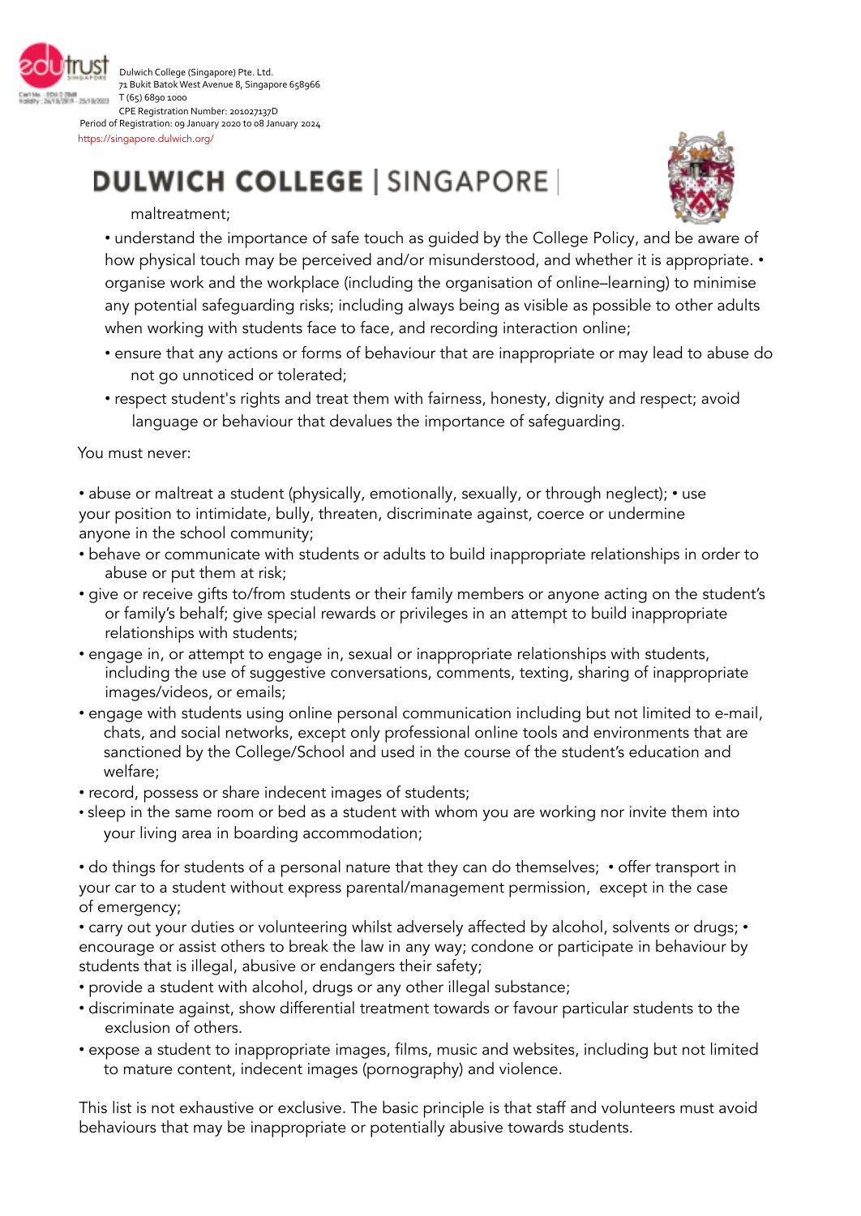maltreatment;

- understand the importance of safe touch as guided by the College Policy, and be aware of how physical touch may be perceived and/or misunderstood, and whether it is appropriate.
- organise work and the workplace (including the organisation of online–learning) to minimise any potential safeguarding risks; including always being as visible as possible to other adults when working with students face to face, and recording interaction online;
- ensure that any actions or forms of behaviour that are inappropriate or may lead to abuse do not go unnoticed or tolerated;
- respect student's rights and treat them with fairness, honesty, dignity and respect; avoid language or behaviour that devalues the importance of safeguarding.

You must never:

- abuse or maltreat a student (physically, emotionally, sexually, or through neglect);
- use your position to intimidate, bully, threaten, discriminate against, coerce or undermine anyone in the school community;
- behave or communicate with students or adults to build inappropriate relationships in order to abuse or put them at risk;
- give or receive gifts to/from students or their family members or anyone acting on the student's or family's behalf; give special rewards or privileges in an attempt to build inappropriate relationships with students;
- engage in, or attempt to engage in, sexual or inappropriate relationships with students, including the use of suggestive conversations, comments, texting, sharing of inappropriate images/videos, or emails;
- engage with students using online personal communication including but not limited to e-mail, chats, and social networks, except only professional online tools and environments that are sanctioned by the College/School and used in the course of the student's education and welfare;
- record, possess or share indecent images of students;
- sleep in the same room or bed as a student with whom you are working nor invite them into your living area in boarding accommodation;
- do things for students of a personal nature that they can do themselves;
- offer transport in your car to a student without express parental/management permission, except in the case of emergency;
- carry out your duties or volunteering whilst adversely affected by alcohol, solvents or drugs;
- encourage or assist others to break the law in any way; condone or participate in behaviour by students that is illegal, abusive or endangers their safety;
- provide a student with alcohol, drugs or any other illegal substance;
- discriminate against, show differential treatment towards or favour particular students to the exclusion of others.
- expose a student to inappropriate images, films, music and websites, including but not limited to mature content, indecent images (pornography) and violence.

This list is not exhaustive or exclusive. The basic principle is that staff and volunteers must avoid behaviours that may be inappropriate or potentially abusive towards students.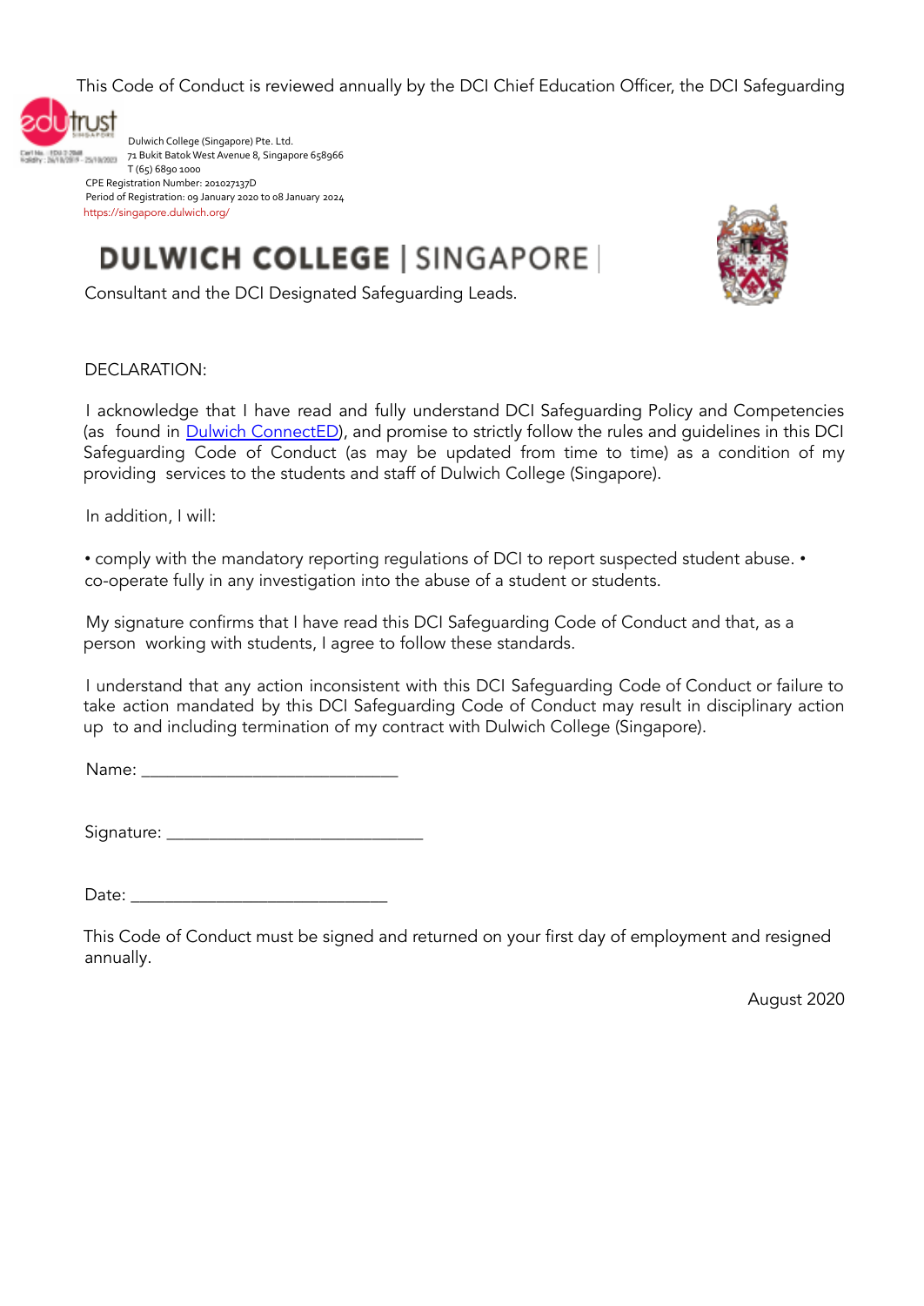This Code of Conduct is reviewed annually by the DCI Chief Education Officer, the DCI Safeguarding Consultant and the DCI Designated Safeguarding Leads.

DECLARATION:

I acknowledge that I have read and fully understand DCI Safeguarding Policy and Competencies (as found in [Dulwich ConnectED](Dulwich ConnectED)), and promise to strictly follow the rules and guidelines in this DCI Safeguarding Code of Conduct (as may be updated from time to time) as a condition of my providing services to the students and staff of Dulwich College (Singapore).

In addition, I will:

- comply with the mandatory reporting regulations of DCI to report suspected student abuse.
- co-operate fully in any investigation into the abuse of a student or students.

My signature confirms that I have read this DCI Safeguarding Code of Conduct and that, as a person working with students, I agree to follow these standards.

I understand that any action inconsistent with this DCI Safeguarding Code of Conduct or failure to take action mandated by this DCI Safeguarding Code of Conduct may result in disciplinary action up to and including termination of my contract with Dulwich College (Singapore).

Name: ______________________________

Signature: ______________________________

Date: ______________________________

This Code of Conduct must be signed and returned on your first day of employment and resigned annually.

August 2020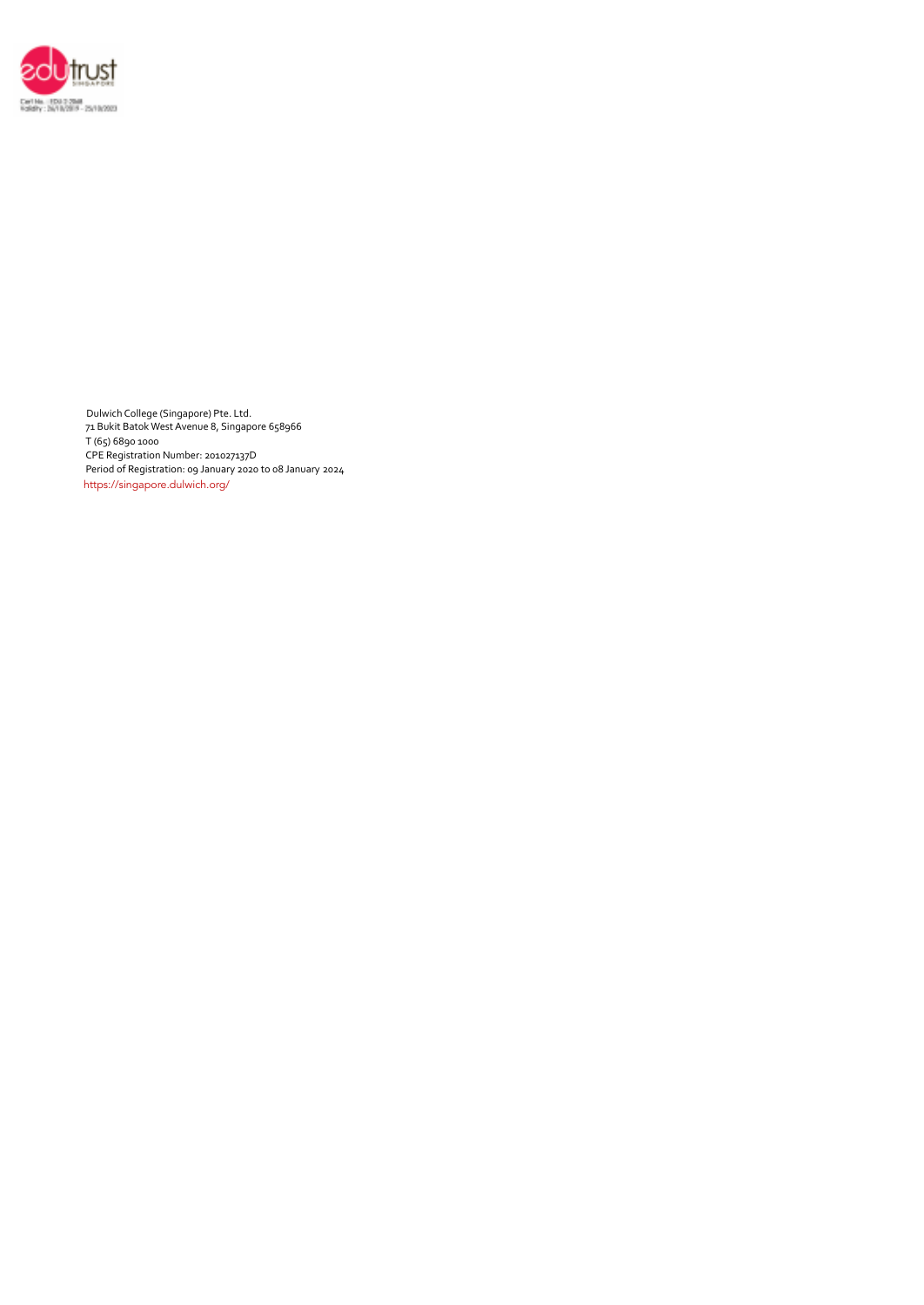Dulwich College (Singapore) Pte. Ltd.
71 Bukit Batok West Avenue 8, Singapore 658966
T (65) 6890 1000
CPE Registration Number: 201027137D
Period of Registration: 09 January 2020 to 08 January 2024
https://singapore.dulwich.org/